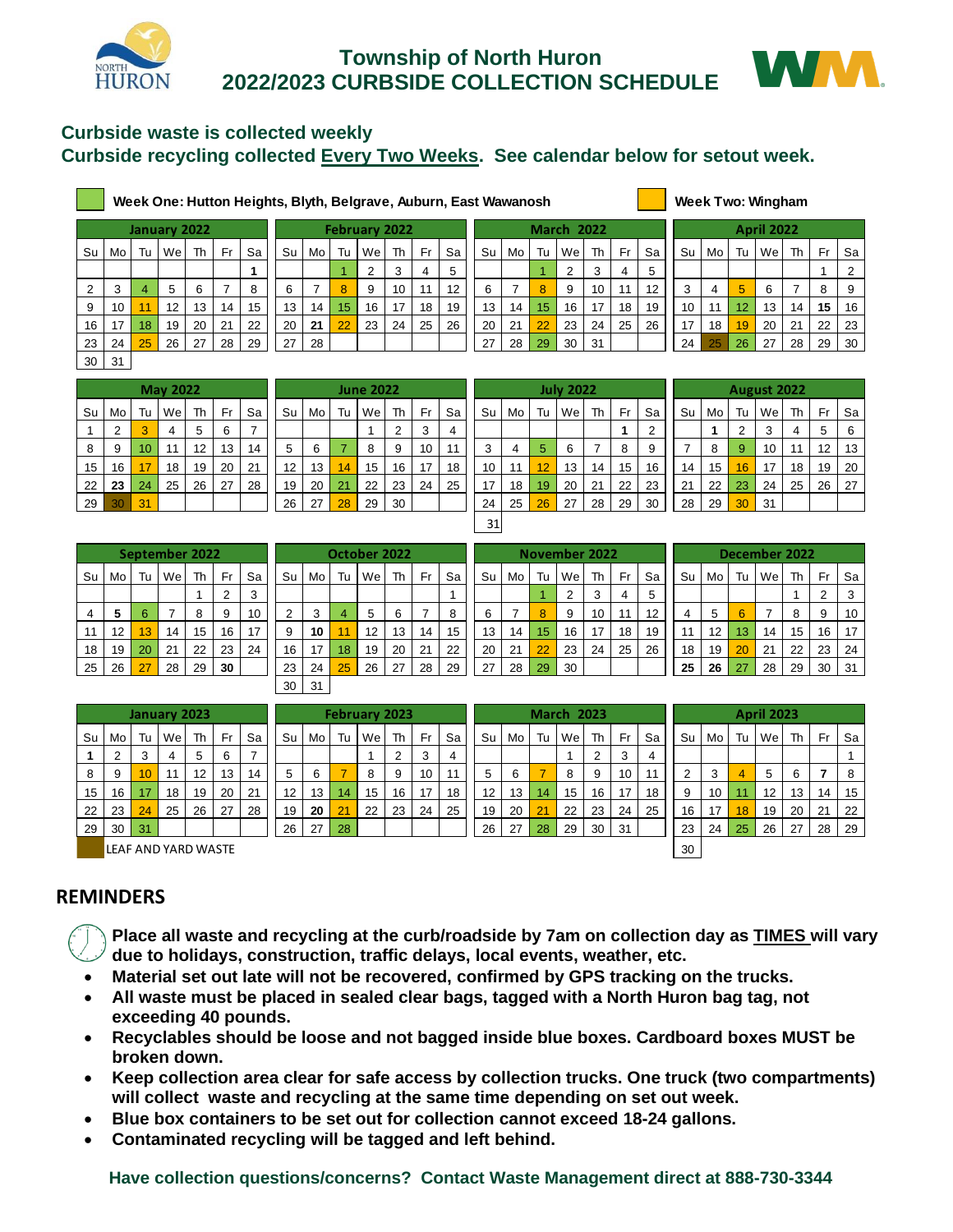# Township of North Huron
## 2022/2023 CURBSIDE COLLECTION SCHEDULE

**Curbside waste is collected weekly**
**Curbside recycling collected Every Two Weeks. See calendar below for setout week.**

**Week One: Hutton Heights, Blyth, Belgrave, Auburn, East Wawanosh** (green)

**Week Two: Wingham** (yellow)

### January 2022

| Su | Mo | Tu | We | Th | Fr | Sa |
|---|---|---|---|---|---|---|
| | | | | | | 1 |
| 2 | 3 | 4 | 5 | 6 | 7 | 8 |
| 9 | 10 | 11 | 12 | 13 | 14 | 15 |
| 16 | 17 | 18 | 19 | 20 | 21 | 22 |
| 23 | 24 | 25 | 26 | 27 | 28 | 29 |
| 30 | 31 | | | | | |

### February 2022

| Su | Mo | Tu | We | Th | Fr | Sa |
|---|---|---|---|---|---|---|
| | | 1 | 2 | 3 | 4 | 5 |
| 6 | 7 | 8 | 9 | 10 | 11 | 12 |
| 13 | 14 | 15 | 16 | 17 | 18 | 19 |
| 20 | 21 | 22 | 23 | 24 | 25 | 26 |
| 27 | 28 | | | | | |

### March 2022

| Su | Mo | Tu | We | Th | Fr | Sa |
|---|---|---|---|---|---|---|
| | | 1 | 2 | 3 | 4 | 5 |
| 6 | 7 | 8 | 9 | 10 | 11 | 12 |
| 13 | 14 | 15 | 16 | 17 | 18 | 19 |
| 20 | 21 | 22 | 23 | 24 | 25 | 26 |
| 27 | 28 | 29 | 30 | 31 | | |

### April 2022

| Su | Mo | Tu | We | Th | Fr | Sa |
|---|---|---|---|---|---|---|
| | | | | | 1 | 2 |
| 3 | 4 | 5 | 6 | 7 | 8 | 9 |
| 10 | 11 | 12 | 13 | 14 | 15 | 16 |
| 17 | 18 | 19 | 20 | 21 | 22 | 23 |
| 24 | 25 | 26 | 27 | 28 | 29 | 30 |

### May 2022

| Su | Mo | Tu | We | Th | Fr | Sa |
|---|---|---|---|---|---|---|
| 1 | 2 | 3 | 4 | 5 | 6 | 7 |
| 8 | 9 | 10 | 11 | 12 | 13 | 14 |
| 15 | 16 | 17 | 18 | 19 | 20 | 21 |
| 22 | 23 | 24 | 25 | 26 | 27 | 28 |
| 29 | 30 | 31 | | | | |

### June 2022

| Su | Mo | Tu | We | Th | Fr | Sa |
|---|---|---|---|---|---|---|
| | | | 1 | 2 | 3 | 4 |
| 5 | 6 | 7 | 8 | 9 | 10 | 11 |
| 12 | 13 | 14 | 15 | 16 | 17 | 18 |
| 19 | 20 | 21 | 22 | 23 | 24 | 25 |
| 26 | 27 | 28 | 29 | 30 | | |

### July 2022

| Su | Mo | Tu | We | Th | Fr | Sa |
|---|---|---|---|---|---|---|
| | | | | | 1 | 2 |
| 3 | 4 | 5 | 6 | 7 | 8 | 9 |
| 10 | 11 | 12 | 13 | 14 | 15 | 16 |
| 17 | 18 | 19 | 20 | 21 | 22 | 23 |
| 24 | 25 | 26 | 27 | 28 | 29 | 30 |
| 31 | | | | | | |

### August 2022

| Su | Mo | Tu | We | Th | Fr | Sa |
|---|---|---|---|---|---|---|
| | 1 | 2 | 3 | 4 | 5 | 6 |
| 7 | 8 | 9 | 10 | 11 | 12 | 13 |
| 14 | 15 | 16 | 17 | 18 | 19 | 20 |
| 21 | 22 | 23 | 24 | 25 | 26 | 27 |
| 28 | 29 | 30 | 31 | | | |

### September 2022

| Su | Mo | Tu | We | Th | Fr | Sa |
|---|---|---|---|---|---|---|
| | | | | 1 | 2 | 3 |
| 4 | 5 | 6 | 7 | 8 | 9 | 10 |
| 11 | 12 | 13 | 14 | 15 | 16 | 17 |
| 18 | 19 | 20 | 21 | 22 | 23 | 24 |
| 25 | 26 | 27 | 28 | 29 | 30 | |

### October 2022

| Su | Mo | Tu | We | Th | Fr | Sa |
|---|---|---|---|---|---|---|
| | | | | | | 1 |
| 2 | 3 | 4 | 5 | 6 | 7 | 8 |
| 9 | 10 | 11 | 12 | 13 | 14 | 15 |
| 16 | 17 | 18 | 19 | 20 | 21 | 22 |
| 23 | 24 | 25 | 26 | 27 | 28 | 29 |
| 30 | 31 | | | | | |

### November 2022

| Su | Mo | Tu | We | Th | Fr | Sa |
|---|---|---|---|---|---|---|
| | | 1 | 2 | 3 | 4 | 5 |
| 6 | 7 | 8 | 9 | 10 | 11 | 12 |
| 13 | 14 | 15 | 16 | 17 | 18 | 19 |
| 20 | 21 | 22 | 23 | 24 | 25 | 26 |
| 27 | 28 | 29 | 30 | | | |

### December 2022

| Su | Mo | Tu | We | Th | Fr | Sa |
|---|---|---|---|---|---|---|
| | | | | 1 | 2 | 3 |
| 4 | 5 | 6 | 7 | 8 | 9 | 10 |
| 11 | 12 | 13 | 14 | 15 | 16 | 17 |
| 18 | 19 | 20 | 21 | 22 | 23 | 24 |
| 25 | 26 | 27 | 28 | 29 | 30 | 31 |

### January 2023

| Su | Mo | Tu | We | Th | Fr | Sa |
|---|---|---|---|---|---|---|
| 1 | 2 | 3 | 4 | 5 | 6 | 7 |
| 8 | 9 | 10 | 11 | 12 | 13 | 14 |
| 15 | 16 | 17 | 18 | 19 | 20 | 21 |
| 22 | 23 | 24 | 25 | 26 | 27 | 28 |
| 29 | 30 | 31 | | | | |

### February 2023

| Su | Mo | Tu | We | Th | Fr | Sa |
|---|---|---|---|---|---|---|
| | | | 1 | 2 | 3 | 4 |
| 5 | 6 | 7 | 8 | 9 | 10 | 11 |
| 12 | 13 | 14 | 15 | 16 | 17 | 18 |
| 19 | 20 | 21 | 22 | 23 | 24 | 25 |
| 26 | 27 | 28 | | | | |

### March 2023

| Su | Mo | Tu | We | Th | Fr | Sa |
|---|---|---|---|---|---|---|
| | | | 1 | 2 | 3 | 4 |
| 5 | 6 | 7 | 8 | 9 | 10 | 11 |
| 12 | 13 | 14 | 15 | 16 | 17 | 18 |
| 19 | 20 | 21 | 22 | 23 | 24 | 25 |
| 26 | 27 | 28 | 29 | 30 | 31 | |

### April 2023

| Su | Mo | Tu | We | Th | Fr | Sa |
|---|---|---|---|---|---|---|
| | | | | | | 1 |
| 2 | 3 | 4 | 5 | 6 | 7 | 8 |
| 9 | 10 | 11 | 12 | 13 | 14 | 15 |
| 16 | 17 | 18 | 19 | 20 | 21 | 22 |
| 23 | 24 | 25 | 26 | 27 | 28 | 29 |
| 30 | | | | | | |

LEAF AND YARD WASTE (brown)

## REMINDERS

- **Place all waste and recycling at the curb/roadside by 7am on collection day as TIMES will vary due to holidays, construction, traffic delays, local events, weather, etc.**
- **Material set out late will not be recovered, confirmed by GPS tracking on the trucks.**
- **All waste must be placed in sealed clear bags, tagged with a North Huron bag tag, not exceeding 40 pounds.**
- **Recyclables should be loose and not bagged inside blue boxes. Cardboard boxes MUST be broken down.**
- **Keep collection area clear for safe access by collection trucks. One truck (two compartments) will collect waste and recycling at the same time depending on set out week.**
- **Blue box containers to be set out for collection cannot exceed 18-24 gallons.**
- **Contaminated recycling will be tagged and left behind.**

**Have collection questions/concerns? Contact Waste Management direct at 888-730-3344**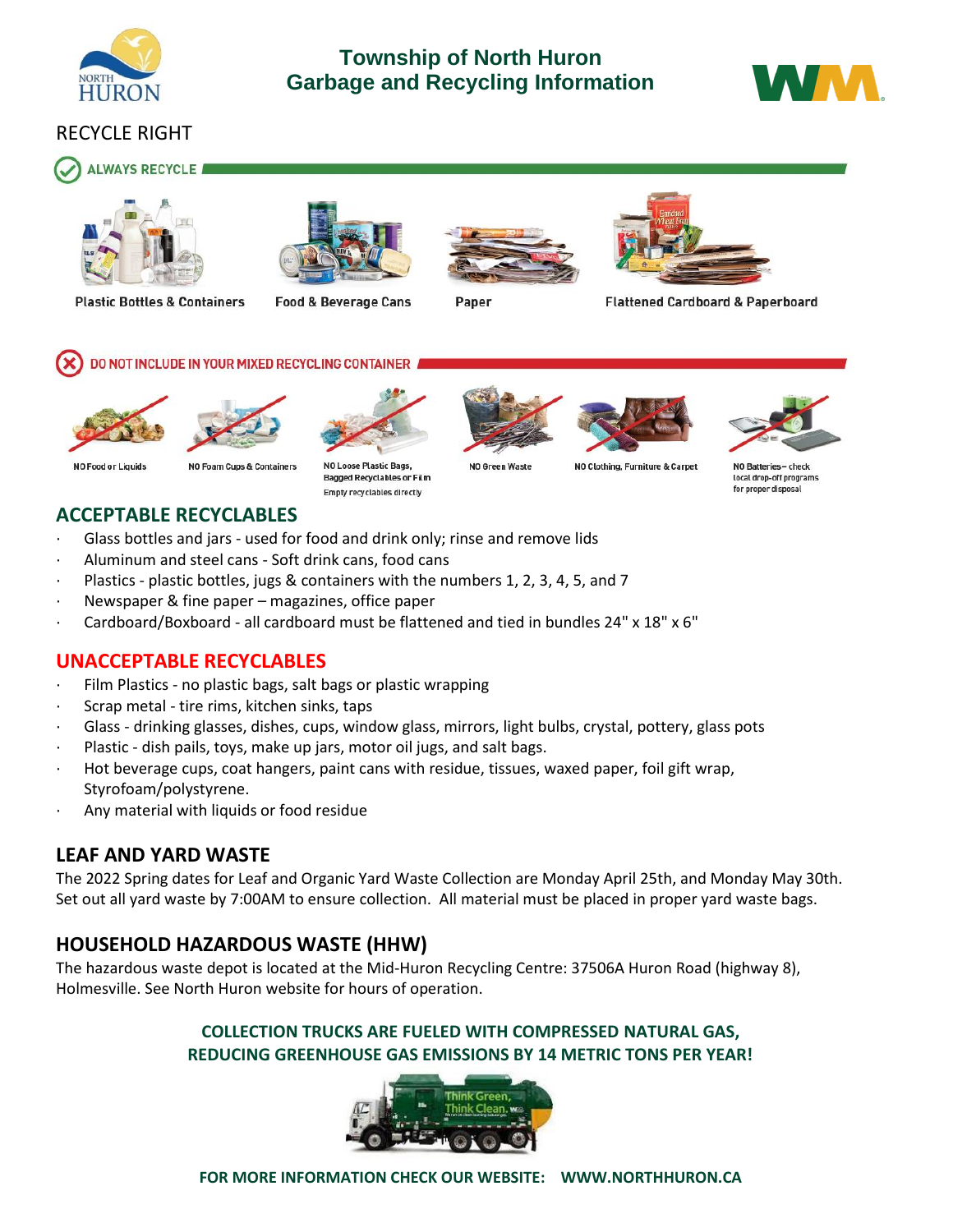# Township of North Huron
## Garbage and Recycling Information

RECYCLE RIGHT

ALWAYS RECYCLE

Plastic Bottles & Containers

Food & Beverage Cans

Paper

Flattened Cardboard & Paperboard

DO NOT INCLUDE IN YOUR MIXED RECYCLING CONTAINER

NO Food or Liquids

NO Foam Cups & Containers

NO Loose Plastic Bags, Bagged Recyclables or Film
Empty recyclables directly

NO Green Waste

NO Clothing, Furniture & Carpet

NO Batteries – check local drop-off programs for proper disposal

## ACCEPTABLE RECYCLABLES

- Glass bottles and jars - used for food and drink only; rinse and remove lids
- Aluminum and steel cans - Soft drink cans, food cans
- Plastics - plastic bottles, jugs & containers with the numbers 1, 2, 3, 4, 5, and 7
- Newspaper & fine paper – magazines, office paper
- Cardboard/Boxboard - all cardboard must be flattened and tied in bundles 24" x 18" x 6"

## UNACCEPTABLE RECYCLABLES

- Film Plastics - no plastic bags, salt bags or plastic wrapping
- Scrap metal - tire rims, kitchen sinks, taps
- Glass - drinking glasses, dishes, cups, window glass, mirrors, light bulbs, crystal, pottery, glass pots
- Plastic - dish pails, toys, make up jars, motor oil jugs, and salt bags.
- Hot beverage cups, coat hangers, paint cans with residue, tissues, waxed paper, foil gift wrap, Styrofoam/polystyrene.
- Any material with liquids or food residue

## LEAF AND YARD WASTE

The 2022 Spring dates for Leaf and Organic Yard Waste Collection are Monday April 25th, and Monday May 30th. Set out all yard waste by 7:00AM to ensure collection. All material must be placed in proper yard waste bags.

## HOUSEHOLD HAZARDOUS WASTE (HHW)

The hazardous waste depot is located at the Mid-Huron Recycling Centre: 37506A Huron Road (highway 8), Holmesville. See North Huron website for hours of operation.

**COLLECTION TRUCKS ARE FUELED WITH COMPRESSED NATURAL GAS, REDUCING GREENHOUSE GAS EMISSIONS BY 14 METRIC TONS PER YEAR!**

**FOR MORE INFORMATION CHECK OUR WEBSITE: WWW.NORTHHURON.CA**